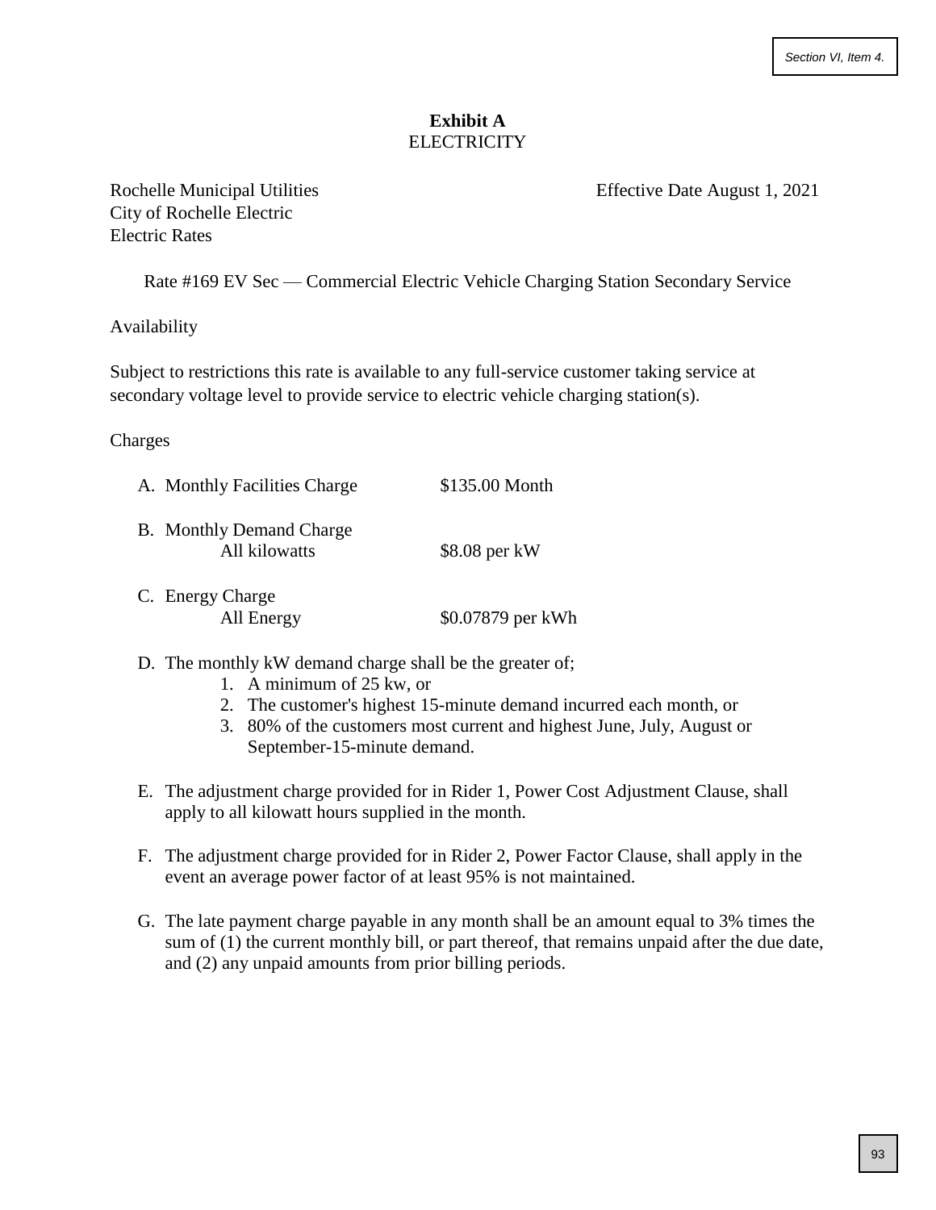**Exhibit A**
ELECTRICITY

Rochelle Municipal Utilities
City of Rochelle Electric
Electric Rates

Effective Date August 1, 2021

Rate #169 EV Sec — Commercial Electric Vehicle Charging Station Secondary Service

Availability

Subject to restrictions this rate is available to any full-service customer taking service at secondary voltage level to provide service to electric vehicle charging station(s).

Charges

A. Monthly Facilities Charge — $135.00 Month

B. Monthly Demand Charge
   All kilowatts — $8.08 per kW

C. Energy Charge
   All Energy — $0.07879 per kWh

D. The monthly kW demand charge shall be the greater of;
   1. A minimum of 25 kw, or
   2. The customer's highest 15-minute demand incurred each month, or
   3. 80% of the customers most current and highest June, July, August or September-15-minute demand.

E. The adjustment charge provided for in Rider 1, Power Cost Adjustment Clause, shall apply to all kilowatt hours supplied in the month.

F. The adjustment charge provided for in Rider 2, Power Factor Clause, shall apply in the event an average power factor of at least 95% is not maintained.

G. The late payment charge payable in any month shall be an amount equal to 3% times the sum of (1) the current monthly bill, or part thereof, that remains unpaid after the due date, and (2) any unpaid amounts from prior billing periods.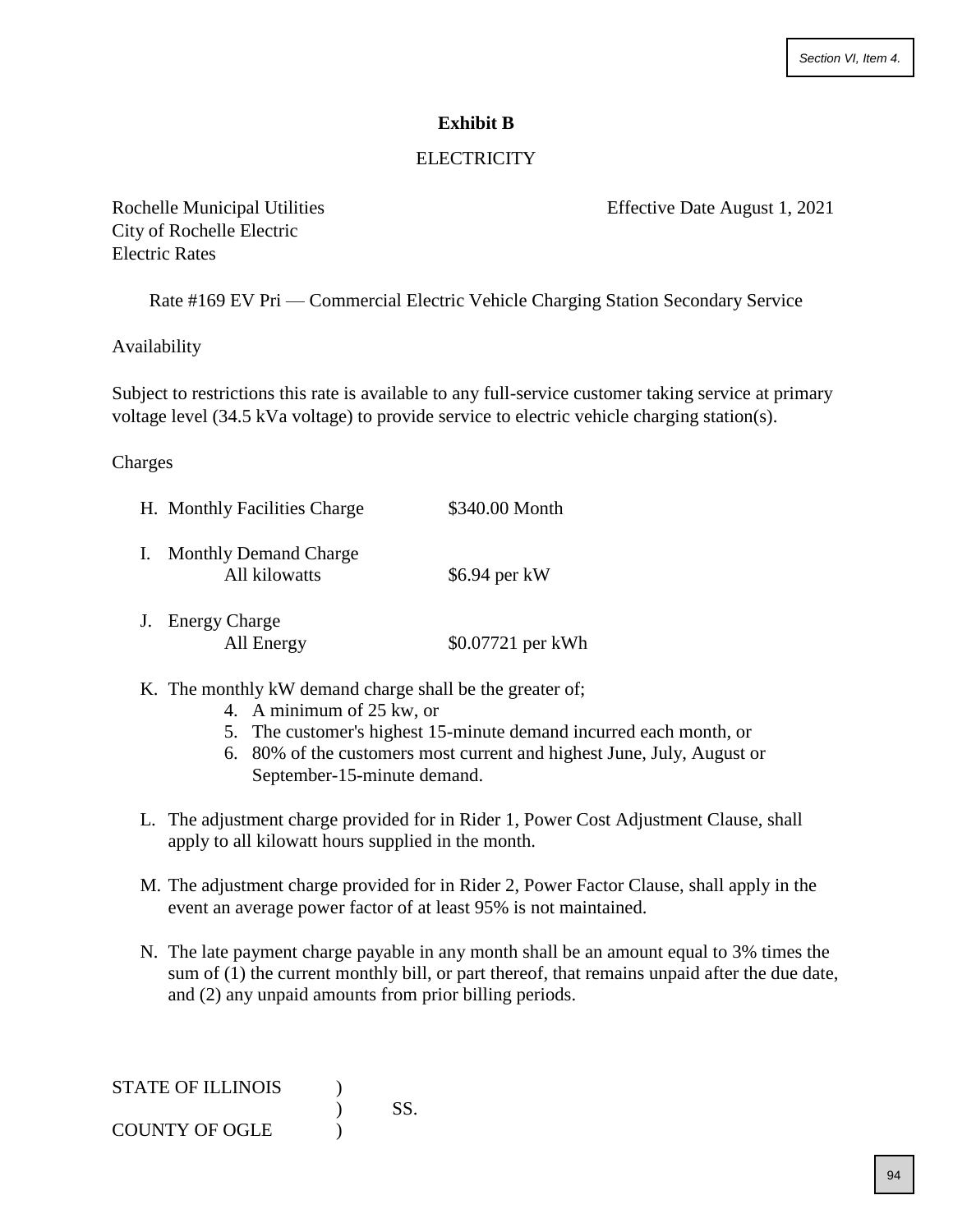**Exhibit B**

ELECTRICITY

Rochelle Municipal Utilities
City of Rochelle Electric
Electric Rates

Effective Date August 1, 2021

Rate #169 EV Pri — Commercial Electric Vehicle Charging Station Secondary Service

Availability

Subject to restrictions this rate is available to any full-service customer taking service at primary voltage level (34.5 kVa voltage) to provide service to electric vehicle charging station(s).

Charges

H. Monthly Facilities Charge — $340.00 Month

I. Monthly Demand Charge
   All kilowatts — $6.94 per kW

J. Energy Charge
   All Energy — $0.07721 per kWh

K. The monthly kW demand charge shall be the greater of;
   4. A minimum of 25 kw, or
   5. The customer's highest 15-minute demand incurred each month, or
   6. 80% of the customers most current and highest June, July, August or September-15-minute demand.

L. The adjustment charge provided for in Rider 1, Power Cost Adjustment Clause, shall apply to all kilowatt hours supplied in the month.

M. The adjustment charge provided for in Rider 2, Power Factor Clause, shall apply in the event an average power factor of at least 95% is not maintained.

N. The late payment charge payable in any month shall be an amount equal to 3% times the sum of (1) the current monthly bill, or part thereof, that remains unpaid after the due date, and (2) any unpaid amounts from prior billing periods.

STATE OF ILLINOIS )
                  ) SS.
COUNTY OF OGLE )